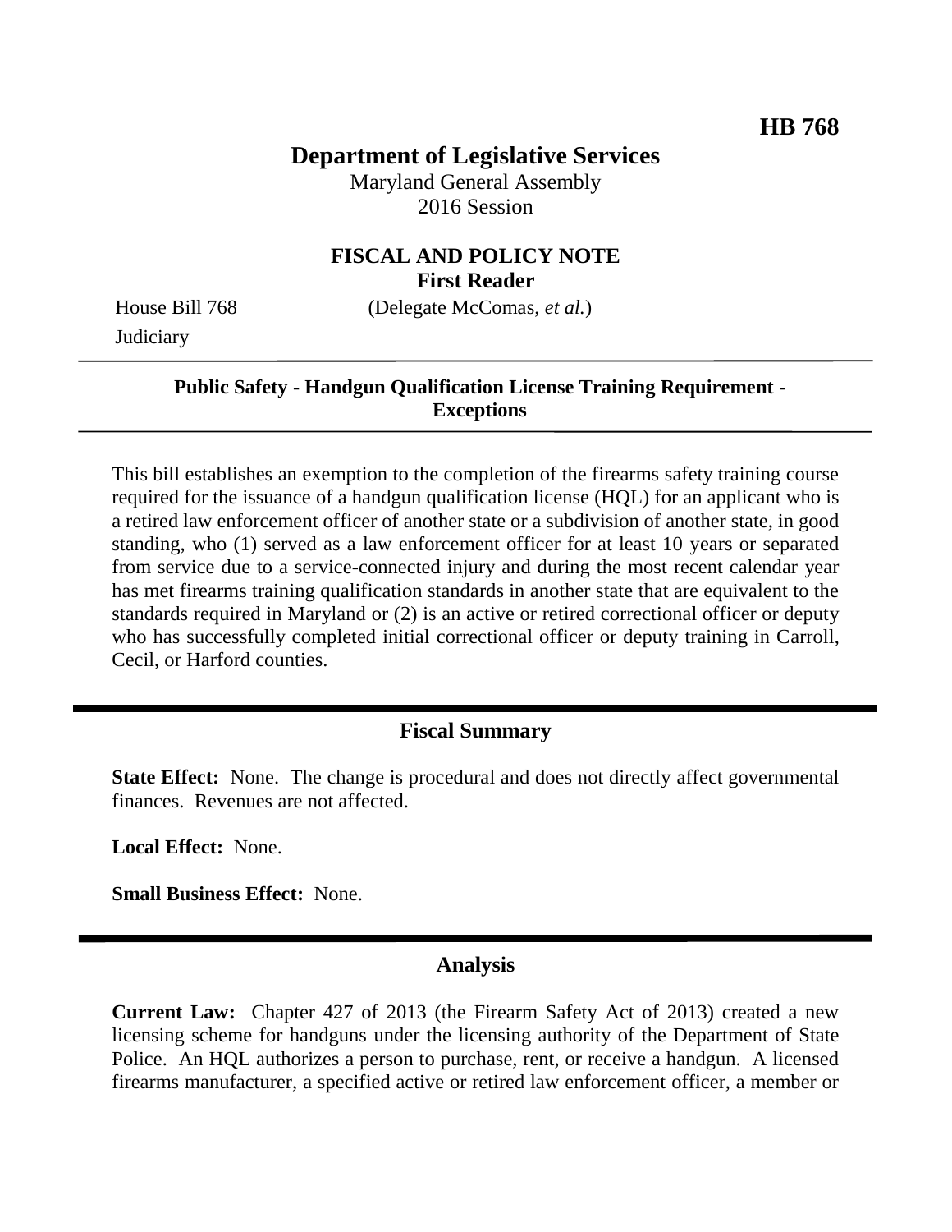**HB 768**

# Department of Legislative Services

Maryland General Assembly
2016 Session

## FISCAL AND POLICY NOTE
**First Reader**

House Bill 768 (Delegate McComas, *et al.*)
Judiciary

**Public Safety - Handgun Qualification License Training Requirement - Exceptions**

This bill establishes an exemption to the completion of the firearms safety training course required for the issuance of a handgun qualification license (HQL) for an applicant who is a retired law enforcement officer of another state or a subdivision of another state, in good standing, who (1) served as a law enforcement officer for at least 10 years or separated from service due to a service-connected injury and during the most recent calendar year has met firearms training qualification standards in another state that are equivalent to the standards required in Maryland or (2) is an active or retired correctional officer or deputy who has successfully completed initial correctional officer or deputy training in Carroll, Cecil, or Harford counties.

## Fiscal Summary

**State Effect:** None. The change is procedural and does not directly affect governmental finances. Revenues are not affected.

**Local Effect:** None.

**Small Business Effect:** None.

## Analysis

**Current Law:** Chapter 427 of 2013 (the Firearm Safety Act of 2013) created a new licensing scheme for handguns under the licensing authority of the Department of State Police. An HQL authorizes a person to purchase, rent, or receive a handgun. A licensed firearms manufacturer, a specified active or retired law enforcement officer, a member or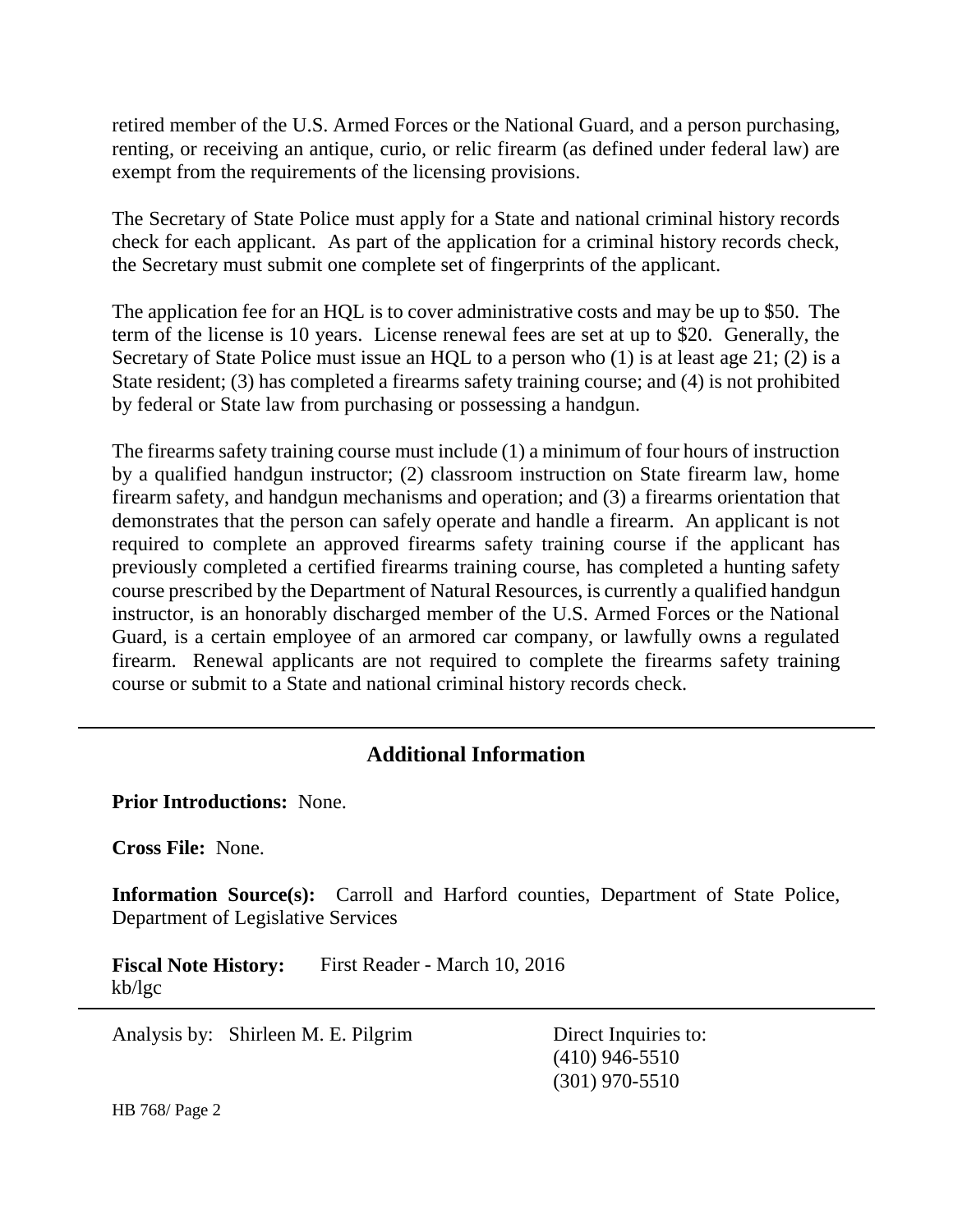retired member of the U.S. Armed Forces or the National Guard, and a person purchasing, renting, or receiving an antique, curio, or relic firearm (as defined under federal law) are exempt from the requirements of the licensing provisions.

The Secretary of State Police must apply for a State and national criminal history records check for each applicant. As part of the application for a criminal history records check, the Secretary must submit one complete set of fingerprints of the applicant.

The application fee for an HQL is to cover administrative costs and may be up to $50. The term of the license is 10 years. License renewal fees are set at up to $20. Generally, the Secretary of State Police must issue an HQL to a person who (1) is at least age 21; (2) is a State resident; (3) has completed a firearms safety training course; and (4) is not prohibited by federal or State law from purchasing or possessing a handgun.

The firearms safety training course must include (1) a minimum of four hours of instruction by a qualified handgun instructor; (2) classroom instruction on State firearm law, home firearm safety, and handgun mechanisms and operation; and (3) a firearms orientation that demonstrates that the person can safely operate and handle a firearm. An applicant is not required to complete an approved firearms safety training course if the applicant has previously completed a certified firearms training course, has completed a hunting safety course prescribed by the Department of Natural Resources, is currently a qualified handgun instructor, is an honorably discharged member of the U.S. Armed Forces or the National Guard, is a certain employee of an armored car company, or lawfully owns a regulated firearm. Renewal applicants are not required to complete the firearms safety training course or submit to a State and national criminal history records check.

## Additional Information

**Prior Introductions:** None.

**Cross File:** None.

**Information Source(s):** Carroll and Harford counties, Department of State Police, Department of Legislative Services

**Fiscal Note History:** First Reader - March 10, 2016
kb/lgc

Analysis by: Shirleen M. E. Pilgrim

Direct Inquiries to:
(410) 946-5510
(301) 970-5510